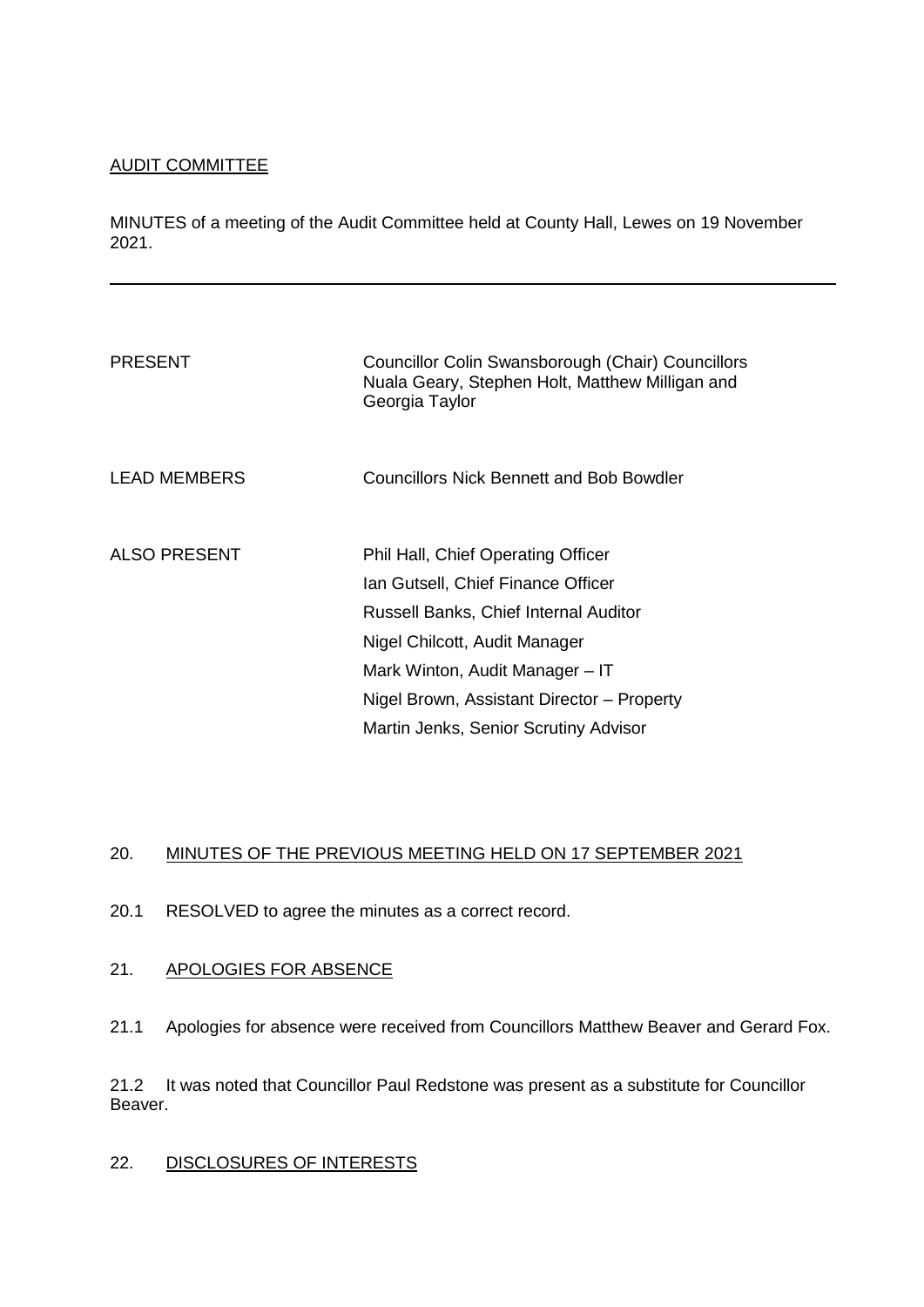AUDIT COMMITTEE

MINUTES of a meeting of the Audit Committee held at County Hall, Lewes on 19 November 2021.

---

| | |
|---|---|
| PRESENT | Councillor Colin Swansborough (Chair) Councillors Nuala Geary, Stephen Holt, Matthew Milligan and Georgia Taylor |
| LEAD MEMBERS | Councillors Nick Bennett and Bob Bowdler |
| ALSO PRESENT | Phil Hall, Chief Operating Officer<br>Ian Gutsell, Chief Finance Officer<br>Russell Banks, Chief Internal Auditor<br>Nigel Chilcott, Audit Manager<br>Mark Winton, Audit Manager – IT<br>Nigel Brown, Assistant Director – Property<br>Martin Jenks, Senior Scrutiny Advisor |

20. MINUTES OF THE PREVIOUS MEETING HELD ON 17 SEPTEMBER 2021

20.1 RESOLVED to agree the minutes as a correct record.

21. APOLOGIES FOR ABSENCE

21.1 Apologies for absence were received from Councillors Matthew Beaver and Gerard Fox.

21.2 It was noted that Councillor Paul Redstone was present as a substitute for Councillor Beaver.

22. DISCLOSURES OF INTERESTS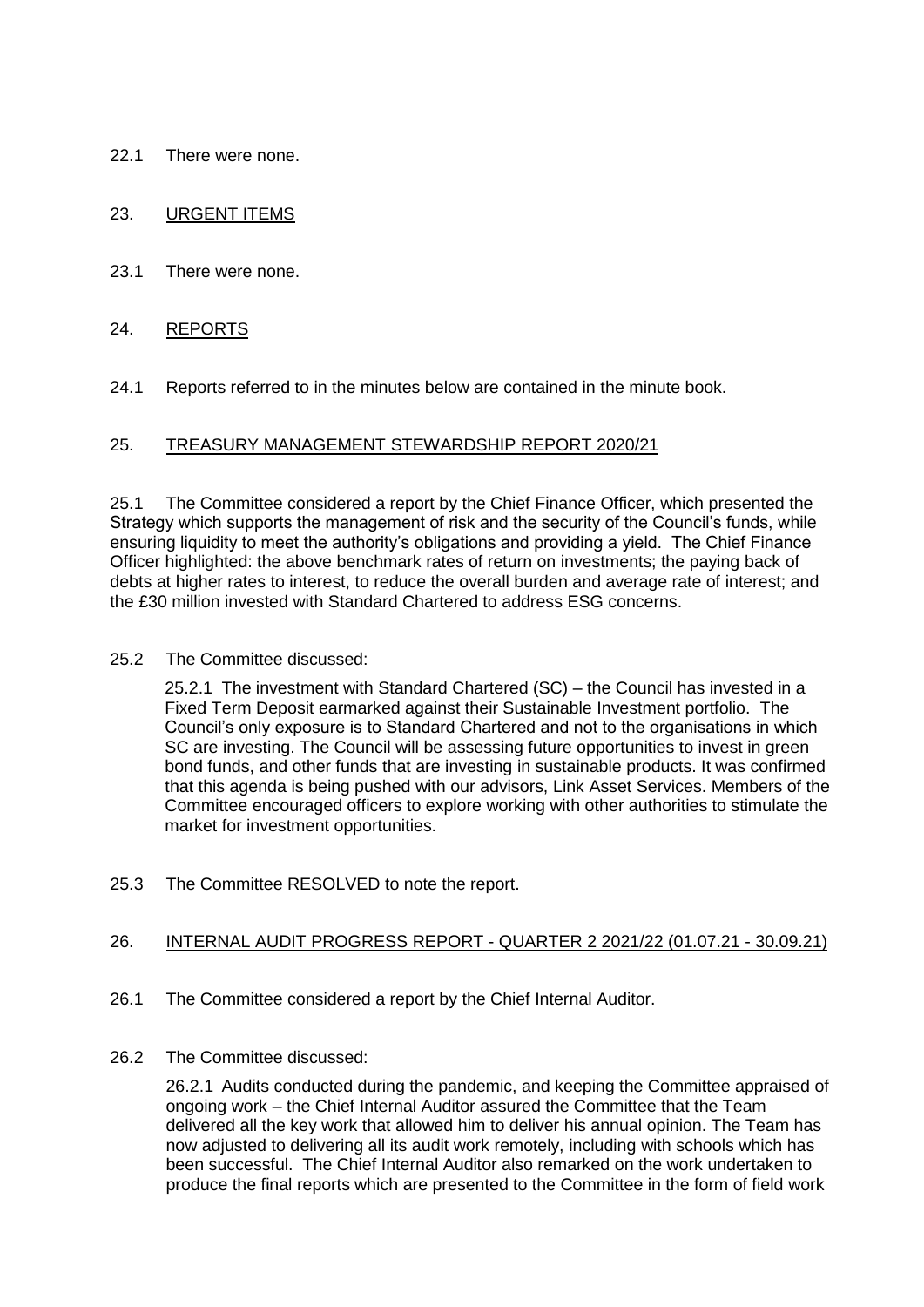22.1 There were none.

23. URGENT ITEMS

23.1 There were none.

24. REPORTS

24.1 Reports referred to in the minutes below are contained in the minute book.

25. TREASURY MANAGEMENT STEWARDSHIP REPORT 2020/21

25.1 The Committee considered a report by the Chief Finance Officer, which presented the Strategy which supports the management of risk and the security of the Council's funds, while ensuring liquidity to meet the authority's obligations and providing a yield. The Chief Finance Officer highlighted: the above benchmark rates of return on investments; the paying back of debts at higher rates to interest, to reduce the overall burden and average rate of interest; and the £30 million invested with Standard Chartered to address ESG concerns.

25.2 The Committee discussed:

25.2.1 The investment with Standard Chartered (SC) – the Council has invested in a Fixed Term Deposit earmarked against their Sustainable Investment portfolio. The Council's only exposure is to Standard Chartered and not to the organisations in which SC are investing. The Council will be assessing future opportunities to invest in green bond funds, and other funds that are investing in sustainable products. It was confirmed that this agenda is being pushed with our advisors, Link Asset Services. Members of the Committee encouraged officers to explore working with other authorities to stimulate the market for investment opportunities.

25.3 The Committee RESOLVED to note the report.

26. INTERNAL AUDIT PROGRESS REPORT - QUARTER 2 2021/22 (01.07.21 - 30.09.21)

26.1 The Committee considered a report by the Chief Internal Auditor.

26.2 The Committee discussed:

26.2.1 Audits conducted during the pandemic, and keeping the Committee appraised of ongoing work – the Chief Internal Auditor assured the Committee that the Team delivered all the key work that allowed him to deliver his annual opinion. The Team has now adjusted to delivering all its audit work remotely, including with schools which has been successful. The Chief Internal Auditor also remarked on the work undertaken to produce the final reports which are presented to the Committee in the form of field work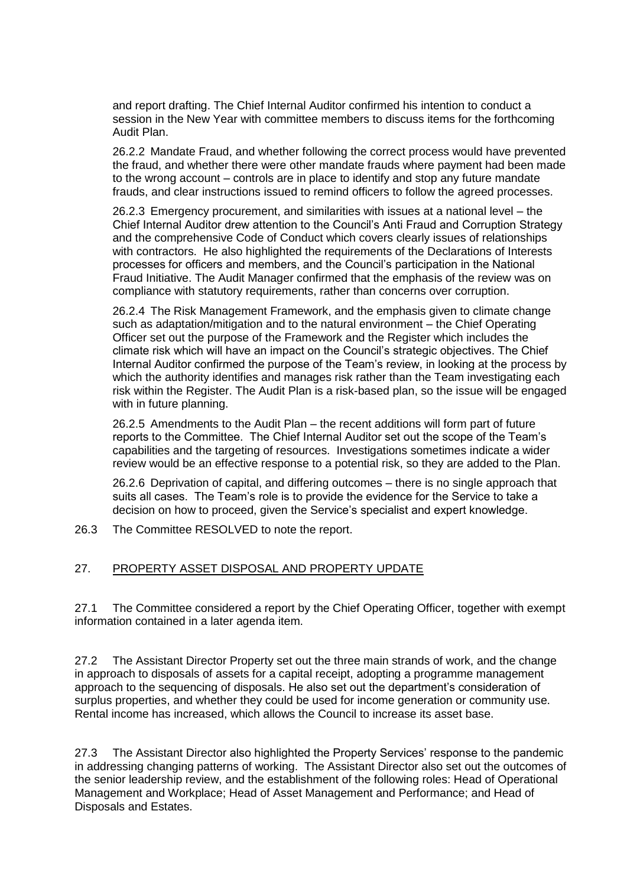and report drafting. The Chief Internal Auditor confirmed his intention to conduct a session in the New Year with committee members to discuss items for the forthcoming Audit Plan.

26.2.2 Mandate Fraud, and whether following the correct process would have prevented the fraud, and whether there were other mandate frauds where payment had been made to the wrong account – controls are in place to identify and stop any future mandate frauds, and clear instructions issued to remind officers to follow the agreed processes.

26.2.3 Emergency procurement, and similarities with issues at a national level – the Chief Internal Auditor drew attention to the Council's Anti Fraud and Corruption Strategy and the comprehensive Code of Conduct which covers clearly issues of relationships with contractors. He also highlighted the requirements of the Declarations of Interests processes for officers and members, and the Council's participation in the National Fraud Initiative. The Audit Manager confirmed that the emphasis of the review was on compliance with statutory requirements, rather than concerns over corruption.

26.2.4 The Risk Management Framework, and the emphasis given to climate change such as adaptation/mitigation and to the natural environment – the Chief Operating Officer set out the purpose of the Framework and the Register which includes the climate risk which will have an impact on the Council's strategic objectives. The Chief Internal Auditor confirmed the purpose of the Team's review, in looking at the process by which the authority identifies and manages risk rather than the Team investigating each risk within the Register. The Audit Plan is a risk-based plan, so the issue will be engaged with in future planning.

26.2.5 Amendments to the Audit Plan – the recent additions will form part of future reports to the Committee. The Chief Internal Auditor set out the scope of the Team's capabilities and the targeting of resources. Investigations sometimes indicate a wider review would be an effective response to a potential risk, so they are added to the Plan.

26.2.6 Deprivation of capital, and differing outcomes – there is no single approach that suits all cases. The Team's role is to provide the evidence for the Service to take a decision on how to proceed, given the Service's specialist and expert knowledge.

26.3 The Committee RESOLVED to note the report.

## 27. PROPERTY ASSET DISPOSAL AND PROPERTY UPDATE

27.1 The Committee considered a report by the Chief Operating Officer, together with exempt information contained in a later agenda item.

27.2 The Assistant Director Property set out the three main strands of work, and the change in approach to disposals of assets for a capital receipt, adopting a programme management approach to the sequencing of disposals. He also set out the department's consideration of surplus properties, and whether they could be used for income generation or community use. Rental income has increased, which allows the Council to increase its asset base.

27.3 The Assistant Director also highlighted the Property Services' response to the pandemic in addressing changing patterns of working. The Assistant Director also set out the outcomes of the senior leadership review, and the establishment of the following roles: Head of Operational Management and Workplace; Head of Asset Management and Performance; and Head of Disposals and Estates.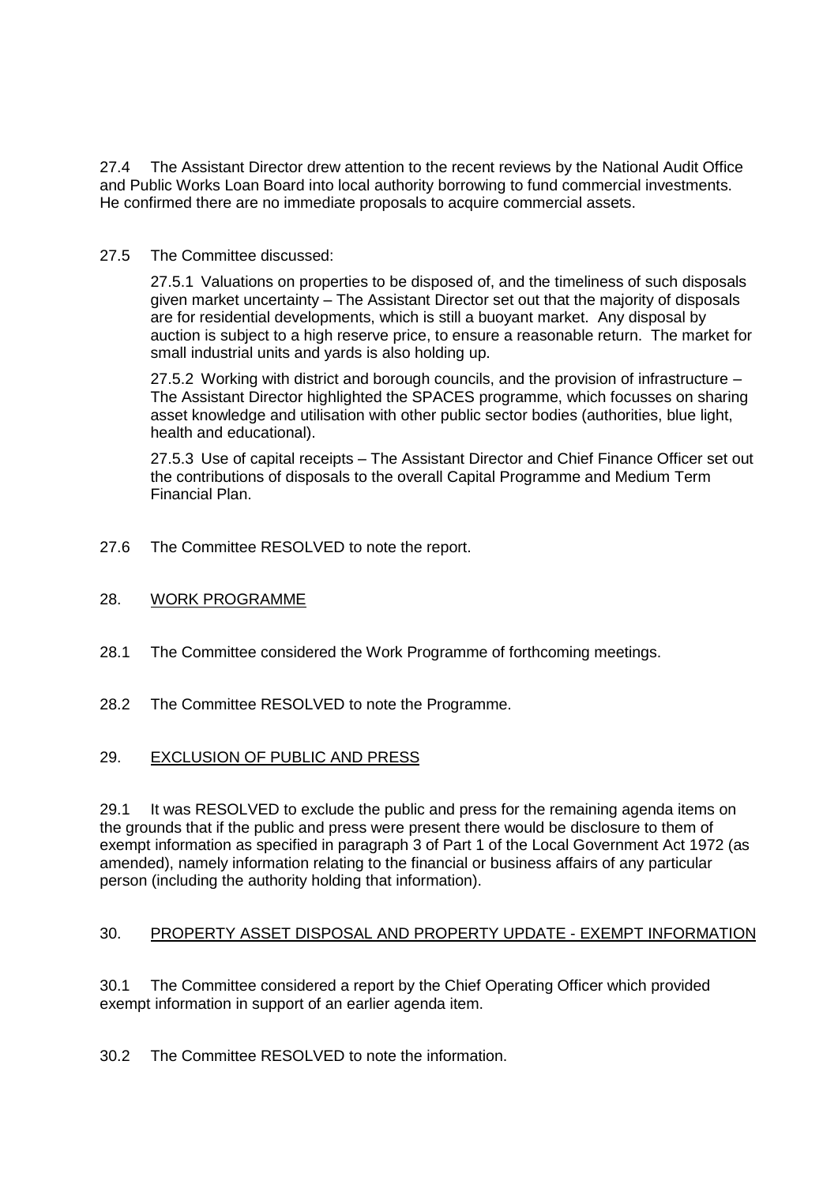27.4 The Assistant Director drew attention to the recent reviews by the National Audit Office and Public Works Loan Board into local authority borrowing to fund commercial investments. He confirmed there are no immediate proposals to acquire commercial assets.

27.5 The Committee discussed:

27.5.1 Valuations on properties to be disposed of, and the timeliness of such disposals given market uncertainty – The Assistant Director set out that the majority of disposals are for residential developments, which is still a buoyant market. Any disposal by auction is subject to a high reserve price, to ensure a reasonable return. The market for small industrial units and yards is also holding up.

27.5.2 Working with district and borough councils, and the provision of infrastructure – The Assistant Director highlighted the SPACES programme, which focusses on sharing asset knowledge and utilisation with other public sector bodies (authorities, blue light, health and educational).

27.5.3 Use of capital receipts – The Assistant Director and Chief Finance Officer set out the contributions of disposals to the overall Capital Programme and Medium Term Financial Plan.

27.6 The Committee RESOLVED to note the report.

## 28. WORK PROGRAMME

28.1 The Committee considered the Work Programme of forthcoming meetings.

28.2 The Committee RESOLVED to note the Programme.

## 29. EXCLUSION OF PUBLIC AND PRESS

29.1 It was RESOLVED to exclude the public and press for the remaining agenda items on the grounds that if the public and press were present there would be disclosure to them of exempt information as specified in paragraph 3 of Part 1 of the Local Government Act 1972 (as amended), namely information relating to the financial or business affairs of any particular person (including the authority holding that information).

## 30. PROPERTY ASSET DISPOSAL AND PROPERTY UPDATE - EXEMPT INFORMATION

30.1 The Committee considered a report by the Chief Operating Officer which provided exempt information in support of an earlier agenda item.

30.2 The Committee RESOLVED to note the information.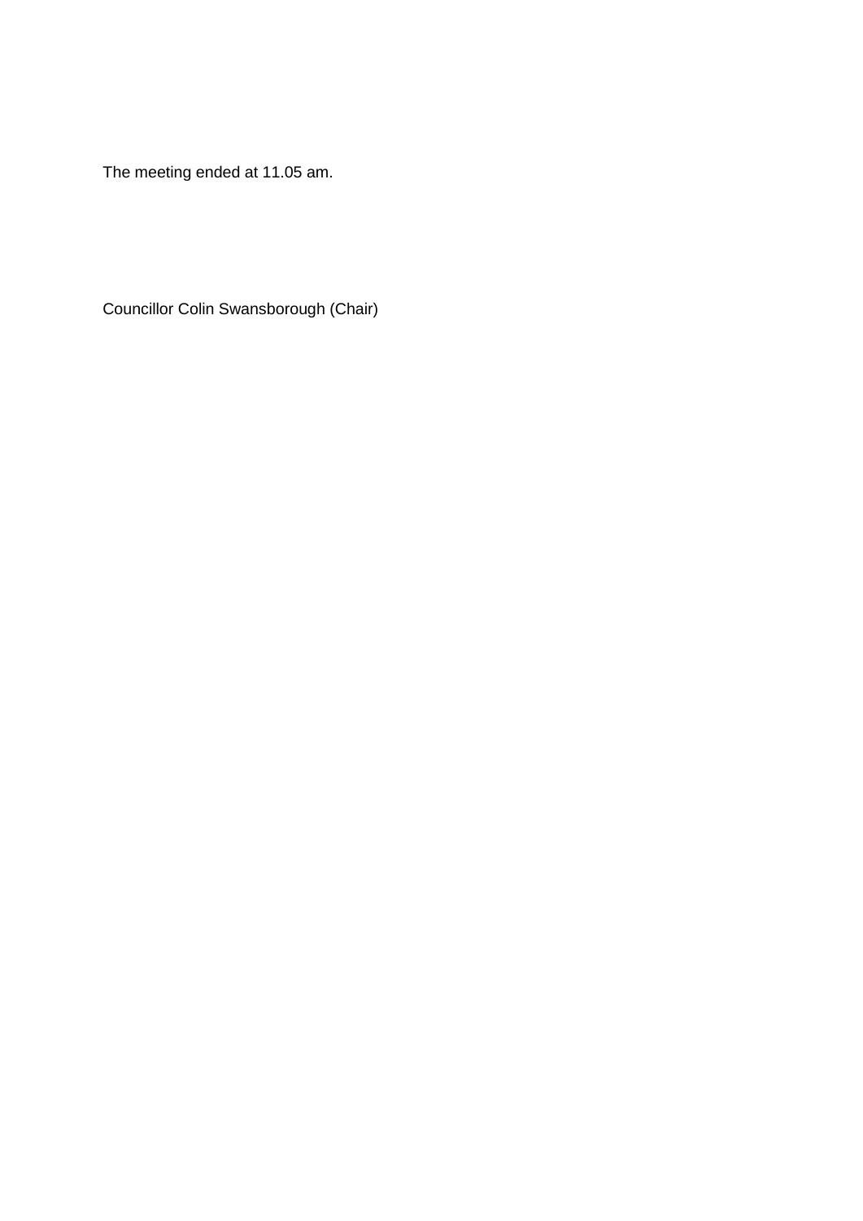The meeting ended at 11.05 am.

Councillor Colin Swansborough (Chair)